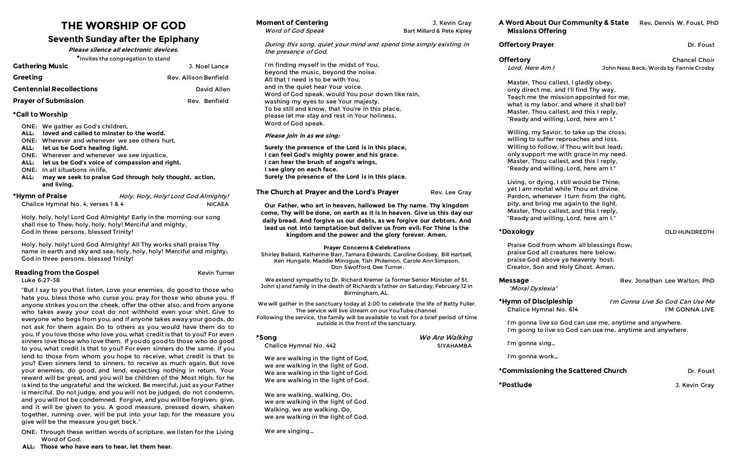# THE WORSHIP OF GOD

## Seventh Sunday after the Epiphany

***Please silence all electronic devices.***

*Invites the congregation to stand

**Gathering Music** — J. Noel Lance

**Greeting** — Rev. Allison Benfield

**Centennial Recollections** — David Allen

**Prayer of Submission** — Rev. Benfield

**\*Call to Worship**

ONE: We gather as God's children,
**ALL: loved and called to minster to the world.**
ONE: Wherever and whenever we see others hurt,
**ALL: let us be God's healing light.**
ONE: Wherever and whenever we see injustice,
**ALL: let us be God's voice of compassion and right.**
ONE: In all situations in life,
**ALL: may we seek to praise God through holy thought, action, and living.**

**\*Hymn of Praise** — *Holy, Holy, Holy! Lord God Almighty!*
Chalice Hymnal No. 4, verses 1 & 4 — NICAEA

Holy, holy, holy! Lord God Almighty! Early in the morning our song shall rise to Thee; holy, holy, holy! Merciful and mighty,
God in three persons, blessed Trinity!

Holy, holy, holy! Lord God Almighty! All Thy works shall praise Thy name in earth and sky and sea; holy, holy, holy! Merciful and mighty;
God in three persons, blessed Trinity!

**Reading from the Gospel** — Kevin Turner
Luke 6:27-38

"But I say to you that listen, Love your enemies, do good to those who hate you, bless those who curse you, pray for those who abuse you. If anyone strikes you on the cheek, offer the other also; and from anyone who takes away your coat do not withhold even your shirt. Give to everyone who begs from you; and if anyone takes away your goods, do not ask for them again. Do to others as you would have them do to you. If you love those who love you, what credit is that to you? For even sinners love those who love them. If you do good to those who do good to you, what credit is that to you? For even sinners do the same. If you lend to those from whom you hope to receive, what credit is that to you? Even sinners lend to sinners, to receive as much again. But love your enemies, do good, and lend, expecting nothing in return. Your reward will be great, and you will be children of the Most High; for he is kind to the ungrateful and the wicked. Be merciful, just as your Father is merciful. Do not judge, and you will not be judged; do not condemn, and you will not be condemned. Forgive, and you will be forgiven; give, and it will be given to you. A good measure, pressed down, shaken together, running over, will be put into your lap; for the measure you give will be the measure you get back."

ONE: Through these written words of scripture, we listen for the Living Word of God.
**ALL: Those who have ears to hear, let them hear.**

**Moment of Centering** — J. Kevin Gray
*Word of God Speak* — Bart Millard & Pete Kipley

*During this song, quiet your mind and spend time simply existing in the presence of God.*

I'm finding myself in the midst of You,
beyond the music, beyond the noise.
All that I need is to be with You,
and in the quiet hear Your voice.
Word of God speak, would You pour down like rain,
washing my eyes to see Your majesty.
To be still and know, that You're in this place,
please let me stay and rest in Your holiness,
Word of God speak.

***Please join in as we sing:***

**Surely the presence of the Lord is in this place,
I can feel God's mighty power and his grace.
I can hear the brush of angel's wings,
I see glory on each face.
Surely the presence of the Lord is in this place.**

**The Church at Prayer and the Lord's Prayer** — Rev. Lee Gray

**Our Father, who art in heaven, hallowed be Thy name. Thy kingdom come, Thy will be done, on earth as it is in heaven. Give us this day our daily bread. And forgive us our debts, as we forgive our debtors. And lead us not into temptation but deliver us from evil: For Thine is the kingdom and the power and the glory forever. Amen.**

**Prayer Concerns & Celebrations**

Shirley Ballard, Katherine Barr, Tamara Edwards, Caroline Godsey, Bill Hartsell, Ken Hungate, Maddie Minogue, Tish Philemon, Carole Ann Simpson, Don Swofford, Dee Turner.

We extend sympathy to Dr. Richard Kremer (a former Senior Minister of St. John's) and family in the death of Richards's father on Saturday, February 12 in Birmingham, AL.

We will gather in the sanctuary today at 2:00 to celebrate the life of Betty Fuller. The service will live stream on our YouTube channel.
Following the service, the family will be available to visit for a brief period of time outside in the front of the sanctuary.

**\*Song** — *We Are Walking*
Chalice Hymnal No. 442 — SIYAHAMBA

We are walking in the light of God,
we are walking in the light of God.
We are walking in the light of God.
We are walking in the light of God,

We are walking, walking, Oo,
we are walking in the light of God.
Walking, we are walking, Oo,
we are walking in the light of God.

We are singing…

**A Word About Our Community & State Missions Offering** — Rev. Dennis W. Foust, PhD

**Offertory Prayer** — Dr. Foust

**Offertory** — Chancel Choir
*Lord, Here Am I* — John Ness Beck; Words by Fannie Crosby

Master, Thou callest, I gladly obey;
only direct me, and I'll find Thy way.
Teach me the mission appointed for me,
what is my labor, and where it shall be?
Master, Thou callest, and this I reply,
"Ready and willing, Lord, here am I."

Willing, my Savior, to take up the cross;
willing to suffer reproaches and loss.
Willing to follow, if Thou wilt but lead;
only support me with grace in my need.
Master, Thou callest, and this I reply,
"Ready and willing, Lord, here am I."

Living, or dying, I still would be Thine;
yet I am mortal while Thou art divine.
Pardon, whenever I turn from the right;
pity, and bring me again to the light.
Master, Thou callest, and this I reply,
"Ready and willing, Lord, here am I."

**\*Doxology** — OLD HUNDREDTH

Praise God from whom all blessings flow;
praise God all creatures here below;
praise God above ye heavenly host:
Creator, Son and Holy Ghost. Amen.

**Message** — Rev. Jonathan Lee Walton, PhD
*"Moral Dyslexia"*

**\*Hymn of Discipleship** — *I'm Gonna Live So God Can Use Me*
Chalice Hymnal No. 614 — I'M GONNA LIVE

I'm gonna live so God can use me, anytime and anywhere.
I'm going to live so God can use me, anytime and anywhere.

I'm gonna sing…

I'm gonna work…

**\*Commissioning the Scattered Church** — Dr. Foust

**\*Postlude** — J. Kevin Gray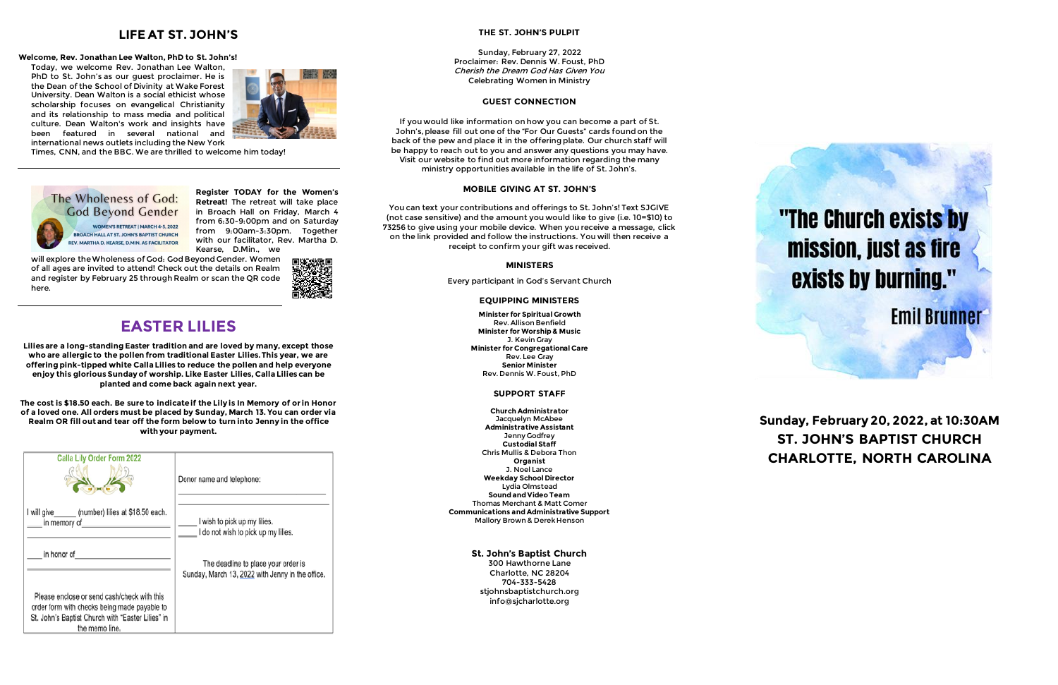## LIFE AT ST. JOHN'S

**Welcome, Rev. Jonathan Lee Walton, PhD to St. John's!**

Today, we welcome Rev. Jonathan Lee Walton, PhD to St. John's as our guest proclaimer. He is the Dean of the School of Divinity at Wake Forest University. Dean Walton is a social ethicist whose scholarship focuses on evangelical Christianity and its relationship to mass media and political culture. Dean Walton's work and insights have been featured in several national and international news outlets including the New York Times, CNN, and the BBC. We are thrilled to welcome him today!

---

The Wholeness of God: God Beyond Gender

WOMEN'S RETREAT | MARCH 4-5, 2022
BROACH HALL AT ST. JOHN'S BAPTIST CHURCH
REV. MARTHA D. KEARSE, D.MIN. AS FACILITATOR

**Register TODAY for the Women's Retreat!** The retreat will take place in Broach Hall on Friday, March 4 from 6:30-9:00pm and on Saturday from 9:00am-3:30pm. Together with our facilitator, Rev. Martha D. Kearse, D.Min., we will explore the Wholeness of God: God Beyond Gender. Women of all ages are invited to attend! Check out the details on Realm and register by February 25 through Realm or scan the QR code here.

---

## EASTER LILIES

**Lilies are a long-standing Easter tradition and are loved by many, except those who are allergic to the pollen from traditional Easter Lilies. This year, we are offering pink-tipped white Calla Lilies to reduce the pollen and help everyone enjoy this glorious Sunday of worship. Like Easter Lilies, Calla Lilies can be planted and come back again next year.**

**The cost is $18.50 each. Be sure to indicate if the Lily is In Memory of or in Honor of a loved one. All orders must be placed by Sunday, March 13. You can order via Realm OR fill out and tear off the form below to turn into Jenny in the office with your payment.**

| Calla Lily Order Form 2022 | |
|---|---|
| I will give______ (number) lilies at $18.50 each.<br>____ in memory of__________________ | Donor name and telephone:<br>__________________ |
| ____ in honor of__________________ | _____ I wish to pick up my lilies.<br>_____ I do not wish to pick up my lilies. |
| Please enclose or send cash/check with this order form with checks being made payable to St. John's Baptist Church with "Easter Lilies" in the memo line. | The deadline to place your order is Sunday, March 13, 2022 with Jenny in the office. |

### THE ST. JOHN'S PULPIT

Sunday, February 27, 2022
Proclaimer: Rev. Dennis W. Foust, PhD
*Cherish the Dream God Has Given You*
Celebrating Women in Ministry

### GUEST CONNECTION

If you would like information on how you can become a part of St. John's, please fill out one of the "For Our Guests" cards found on the back of the pew and place it in the offering plate. Our church staff will be happy to reach out to you and answer any questions you may have. Visit our website to find out more information regarding the many ministry opportunities available in the life of St. John's.

### MOBILE GIVING AT ST. JOHN'S

You can text your contributions and offerings to St. John's! Text SJGIVE (not case sensitive) and the amount you would like to give (i.e. 10=$10) to 73256 to give using your mobile device. When you receive a message, click on the link provided and follow the instructions. You will then receive a receipt to confirm your gift was received.

### MINISTERS

Every participant in God's Servant Church

### EQUIPPING MINISTERS

**Minister for Spiritual Growth**
Rev. Allison Benfield
**Minister for Worship & Music**
J. Kevin Gray
**Minister for Congregational Care**
Rev. Lee Gray
**Senior Minister**
Rev. Dennis W. Foust, PhD

### SUPPORT STAFF

**Church Administrator**
Jacquelyn McAbee
**Administrative Assistant**
Jenny Godfrey
**Custodial Staff**
Chris Mullis & Debora Thon
**Organist**
J. Noel Lance
**Weekday School Director**
Lydia Olmstead
**Sound and Video Team**
Thomas Merchant & Matt Comer
**Communications and Administrative Support**
Mallory Brown & Derek Henson

**St. John's Baptist Church**
300 Hawthorne Lane
Charlotte, NC 28204
704-333-5428
stjohnsbaptistchurch.org
info@sjcharlotte.org

"The Church exists by mission, just as fire exists by burning."
Emil Brunner

**Sunday, February 20, 2022, at 10:30AM**
**ST. JOHN'S BAPTIST CHURCH**
**CHARLOTTE, NORTH CAROLINA**